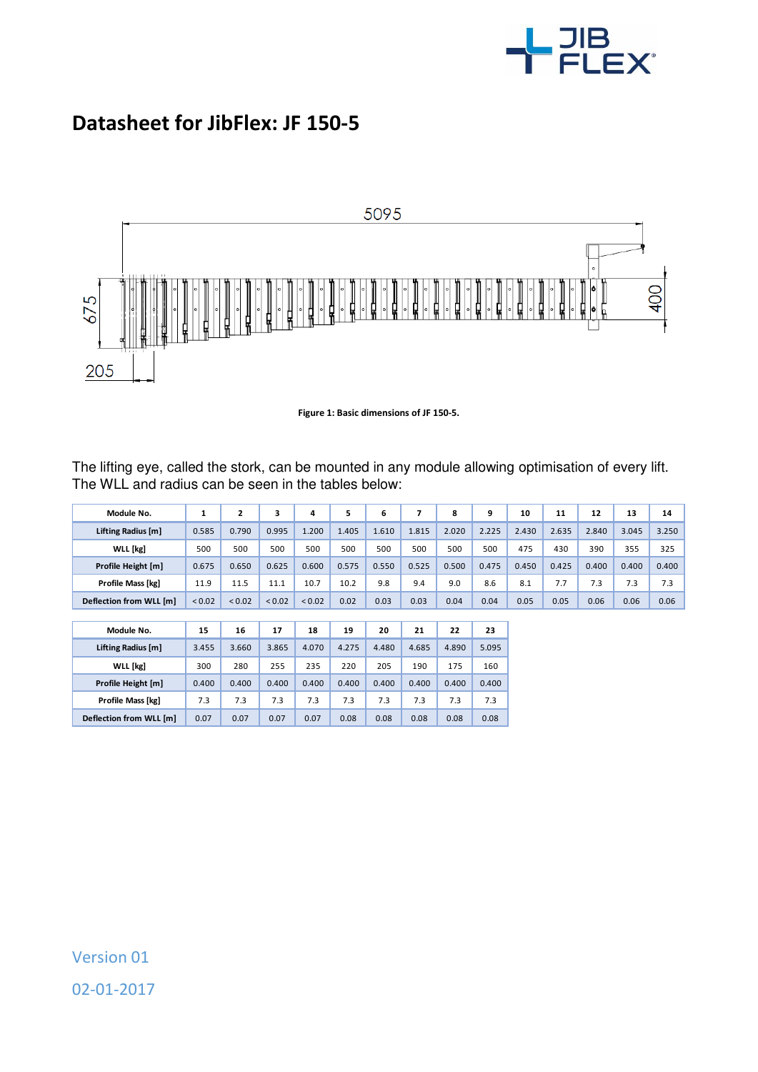# Datasheet for JibFlex: JF 150-5

Figure 1: Basic dimensions of JF 150-5.

The lifting eye, called the stork, can be mounted in any module allowing optimisation of every lift. The WLL and radius can be seen in the tables below:

| Module No. | 1 | 2 | 3 | 4 | 5 | 6 | 7 | 8 | 9 | 10 | 11 | 12 | 13 | 14 |
|---|---|---|---|---|---|---|---|---|---|---|---|---|---|---|
| Lifting Radius [m] | 0.585 | 0.790 | 0.995 | 1.200 | 1.405 | 1.610 | 1.815 | 2.020 | 2.225 | 2.430 | 2.635 | 2.840 | 3.045 | 3.250 |
| WLL [kg] | 500 | 500 | 500 | 500 | 500 | 500 | 500 | 500 | 500 | 475 | 430 | 390 | 355 | 325 |
| Profile Height [m] | 0.675 | 0.650 | 0.625 | 0.600 | 0.575 | 0.550 | 0.525 | 0.500 | 0.475 | 0.450 | 0.425 | 0.400 | 0.400 | 0.400 |
| Profile Mass [kg] | 11.9 | 11.5 | 11.1 | 10.7 | 10.2 | 9.8 | 9.4 | 9.0 | 8.6 | 8.1 | 7.7 | 7.3 | 7.3 | 7.3 |
| Deflection from WLL [m] | < 0.02 | < 0.02 | < 0.02 | < 0.02 | 0.02 | 0.03 | 0.03 | 0.04 | 0.04 | 0.05 | 0.05 | 0.06 | 0.06 | 0.06 |

| Module No. | 15 | 16 | 17 | 18 | 19 | 20 | 21 | 22 | 23 |
|---|---|---|---|---|---|---|---|---|---|
| Lifting Radius [m] | 3.455 | 3.660 | 3.865 | 4.070 | 4.275 | 4.480 | 4.685 | 4.890 | 5.095 |
| WLL [kg] | 300 | 280 | 255 | 235 | 220 | 205 | 190 | 175 | 160 |
| Profile Height [m] | 0.400 | 0.400 | 0.400 | 0.400 | 0.400 | 0.400 | 0.400 | 0.400 | 0.400 |
| Profile Mass [kg] | 7.3 | 7.3 | 7.3 | 7.3 | 7.3 | 7.3 | 7.3 | 7.3 | 7.3 |
| Deflection from WLL [m] | 0.07 | 0.07 | 0.07 | 0.07 | 0.08 | 0.08 | 0.08 | 0.08 | 0.08 |

Version 01

02-01-2017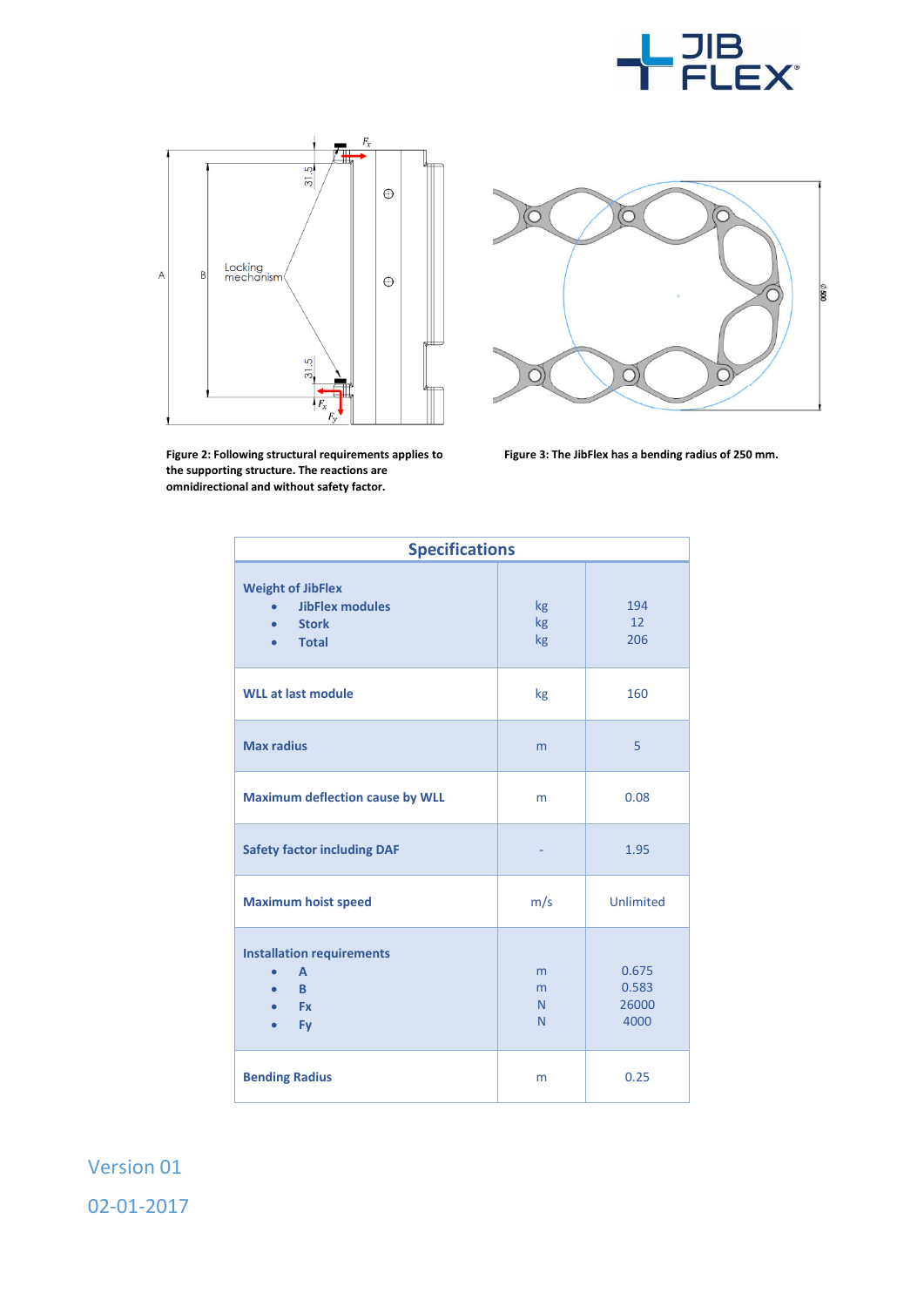A

B

31.5

31.5

Locking mechanism

$F_x$

$F_x$

$F_y$

Ø 500

**Figure 2: Following structural requirements applies to the supporting structure. The reactions are omnidirectional and without safety factor.**

**Figure 3: The JibFlex has a bending radius of 250 mm.**

| Specifications | | |
|---|---|---|
| **Weight of JibFlex**<br>• **JibFlex modules**<br>• **Stork**<br>• **Total** | kg<br>kg<br>kg | 194<br>12<br>206 |
| **WLL at last module** | kg | 160 |
| **Max radius** | m | 5 |
| **Maximum deflection cause by WLL** | m | 0.08 |
| **Safety factor including DAF** | - | 1.95 |
| **Maximum hoist speed** | m/s | Unlimited |
| **Installation requirements**<br>• **A**<br>• **B**<br>• **Fx**<br>• **Fy** | m<br>m<br>N<br>N | 0.675<br>0.583<br>26000<br>4000 |
| **Bending Radius** | m | 0.25 |

Version 01

02-01-2017